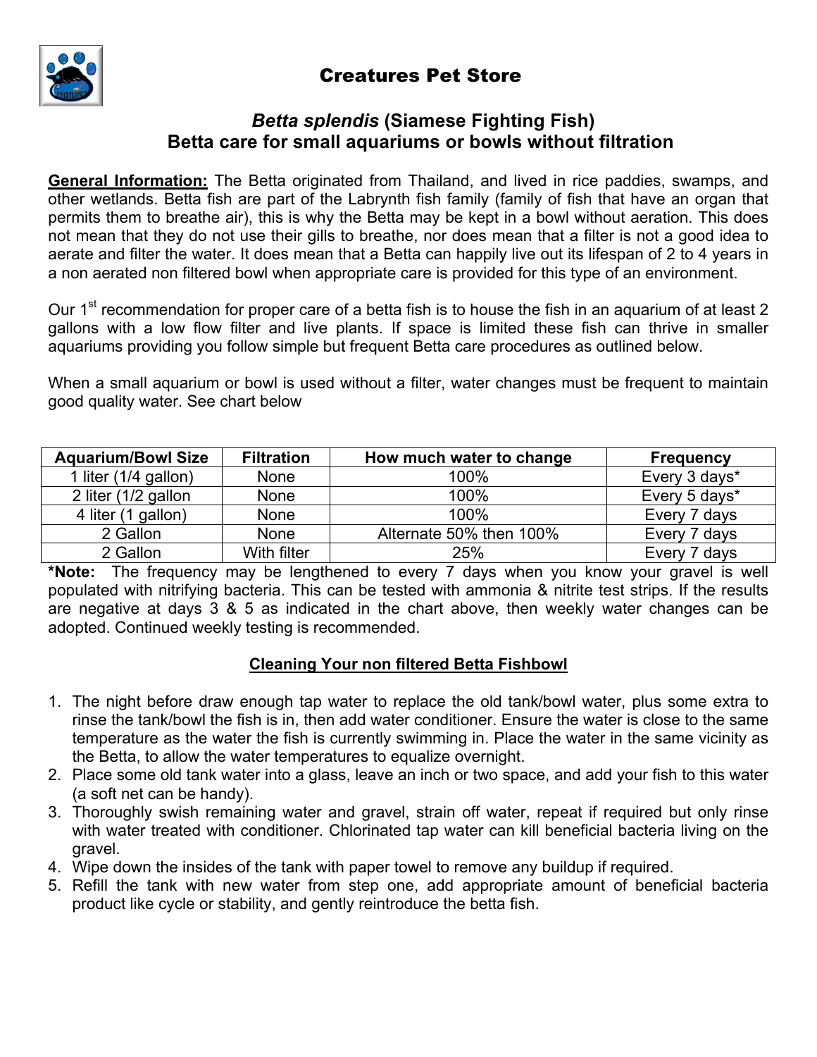# Creatures Pet Store

## *Betta splendis* (Siamese Fighting Fish)
## Betta care for small aquariums or bowls without filtration

**General Information:** The Betta originated from Thailand, and lived in rice paddies, swamps, and other wetlands. Betta fish are part of the Labrynth fish family (family of fish that have an organ that permits them to breathe air), this is why the Betta may be kept in a bowl without aeration. This does not mean that they do not use their gills to breathe, nor does mean that a filter is not a good idea to aerate and filter the water. It does mean that a Betta can happily live out its lifespan of 2 to 4 years in a non aerated non filtered bowl when appropriate care is provided for this type of an environment.

Our 1st recommendation for proper care of a betta fish is to house the fish in an aquarium of at least 2 gallons with a low flow filter and live plants. If space is limited these fish can thrive in smaller aquariums providing you follow simple but frequent Betta care procedures as outlined below.

When a small aquarium or bowl is used without a filter, water changes must be frequent to maintain good quality water. See chart below

| Aquarium/Bowl Size | Filtration | How much water to change | Frequency |
|---|---|---|---|
| 1 liter (1/4 gallon) | None | 100% | Every 3 days* |
| 2 liter (1/2 gallon | None | 100% | Every 5 days* |
| 4 liter (1 gallon) | None | 100% | Every 7 days |
| 2 Gallon | None | Alternate 50% then 100% | Every 7 days |
| 2 Gallon | With filter | 25% | Every 7 days |

***Note:** The frequency may be lengthened to every 7 days when you know your gravel is well populated with nitrifying bacteria. This can be tested with ammonia & nitrite test strips. If the results are negative at days 3 & 5 as indicated in the chart above, then weekly water changes can be adopted. Continued weekly testing is recommended.

### Cleaning Your non filtered Betta Fishbowl

1. The night before draw enough tap water to replace the old tank/bowl water, plus some extra to rinse the tank/bowl the fish is in, then add water conditioner. Ensure the water is close to the same temperature as the water the fish is currently swimming in. Place the water in the same vicinity as the Betta, to allow the water temperatures to equalize overnight.
2. Place some old tank water into a glass, leave an inch or two space, and add your fish to this water (a soft net can be handy).
3. Thoroughly swish remaining water and gravel, strain off water, repeat if required but only rinse with water treated with conditioner. Chlorinated tap water can kill beneficial bacteria living on the gravel.
4. Wipe down the insides of the tank with paper towel to remove any buildup if required.
5. Refill the tank with new water from step one, add appropriate amount of beneficial bacteria product like cycle or stability, and gently reintroduce the betta fish.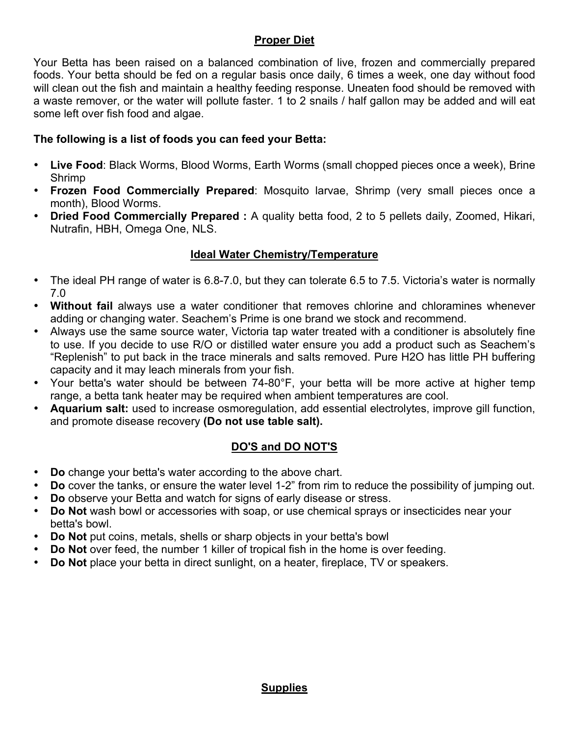## Proper Diet

Your Betta has been raised on a balanced combination of live, frozen and commercially prepared foods. Your betta should be fed on a regular basis once daily, 6 times a week, one day without food will clean out the fish and maintain a healthy feeding response. Uneaten food should be removed with a waste remover, or the water will pollute faster. 1 to 2 snails / half gallon may be added and will eat some left over fish food and algae.

**The following is a list of foods you can feed your Betta:**

- **Live Food**: Black Worms, Blood Worms, Earth Worms (small chopped pieces once a week), Brine Shrimp
- **Frozen Food Commercially Prepared**: Mosquito larvae, Shrimp (very small pieces once a month), Blood Worms.
- **Dried Food Commercially Prepared :** A quality betta food, 2 to 5 pellets daily, Zoomed, Hikari, Nutrafin, HBH, Omega One, NLS.

## Ideal Water Chemistry/Temperature

- The ideal PH range of water is 6.8-7.0, but they can tolerate 6.5 to 7.5. Victoria's water is normally 7.0
- **Without fail** always use a water conditioner that removes chlorine and chloramines whenever adding or changing water. Seachem's Prime is one brand we stock and recommend.
- Always use the same source water, Victoria tap water treated with a conditioner is absolutely fine to use. If you decide to use R/O or distilled water ensure you add a product such as Seachem's "Replenish" to put back in the trace minerals and salts removed. Pure $H_2O$ has little PH buffering capacity and it may leach minerals from your fish.
- Your betta's water should be between 74-80°F, your betta will be more active at higher temp range, a betta tank heater may be required when ambient temperatures are cool.
- **Aquarium salt:** used to increase osmoregulation, add essential electrolytes, improve gill function, and promote disease recovery **(Do not use table salt).**

## DO'S and DO NOT'S

- **Do** change your betta's water according to the above chart.
- **Do** cover the tanks, or ensure the water level 1-2" from rim to reduce the possibility of jumping out.
- **Do** observe your Betta and watch for signs of early disease or stress.
- **Do Not** wash bowl or accessories with soap, or use chemical sprays or insecticides near your betta's bowl.
- **Do Not** put coins, metals, shells or sharp objects in your betta's bowl
- **Do Not** over feed, the number 1 killer of tropical fish in the home is over feeding.
- **Do Not** place your betta in direct sunlight, on a heater, fireplace, TV or speakers.

## Supplies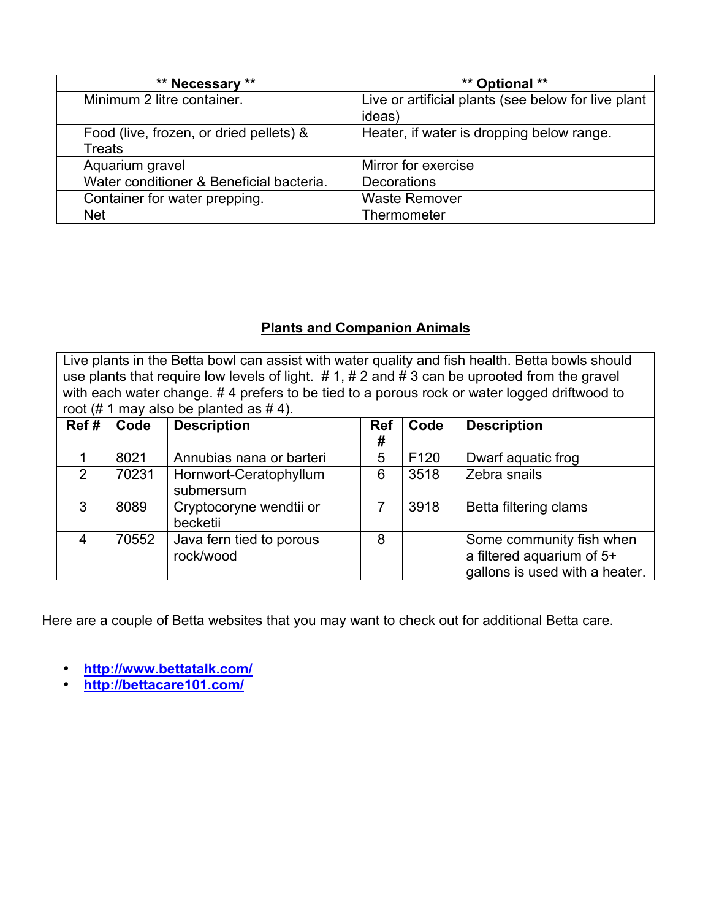| ** Necessary ** | ** Optional ** |
|---|---|
| Minimum 2 litre container. | Live or artificial plants (see below for live plant ideas) |
| Food (live, frozen, or dried pellets) & Treats | Heater, if water is dropping below range. |
| Aquarium gravel | Mirror for exercise |
| Water conditioner & Beneficial bacteria. | Decorations |
| Container for water prepping. | Waste Remover |
| Net | Thermometer |

## Plants and Companion Animals

Live plants in the Betta bowl can assist with water quality and fish health. Betta bowls should use plants that require low levels of light. # 1, # 2 and # 3 can be uprooted from the gravel with each water change. # 4 prefers to be tied to a porous rock or water logged driftwood to root (# 1 may also be planted as # 4).

| Ref # | Code | Description | Ref # | Code | Description |
|---|---|---|---|---|---|
| 1 | 8021 | Annubias nana or barteri | 5 | F120 | Dwarf aquatic frog |
| 2 | 70231 | Hornwort-Ceratophyllum submersum | 6 | 3518 | Zebra snails |
| 3 | 8089 | Cryptocoryne wendtii or becketii | 7 | 3918 | Betta filtering clams |
| 4 | 70552 | Java fern tied to porous rock/wood | 8 | | Some community fish when a filtered aquarium of 5+ gallons is used with a heater. |

Here are a couple of Betta websites that you may want to check out for additional Betta care.

- **http://www.bettatalk.com/**
- **http://bettacare101.com/**